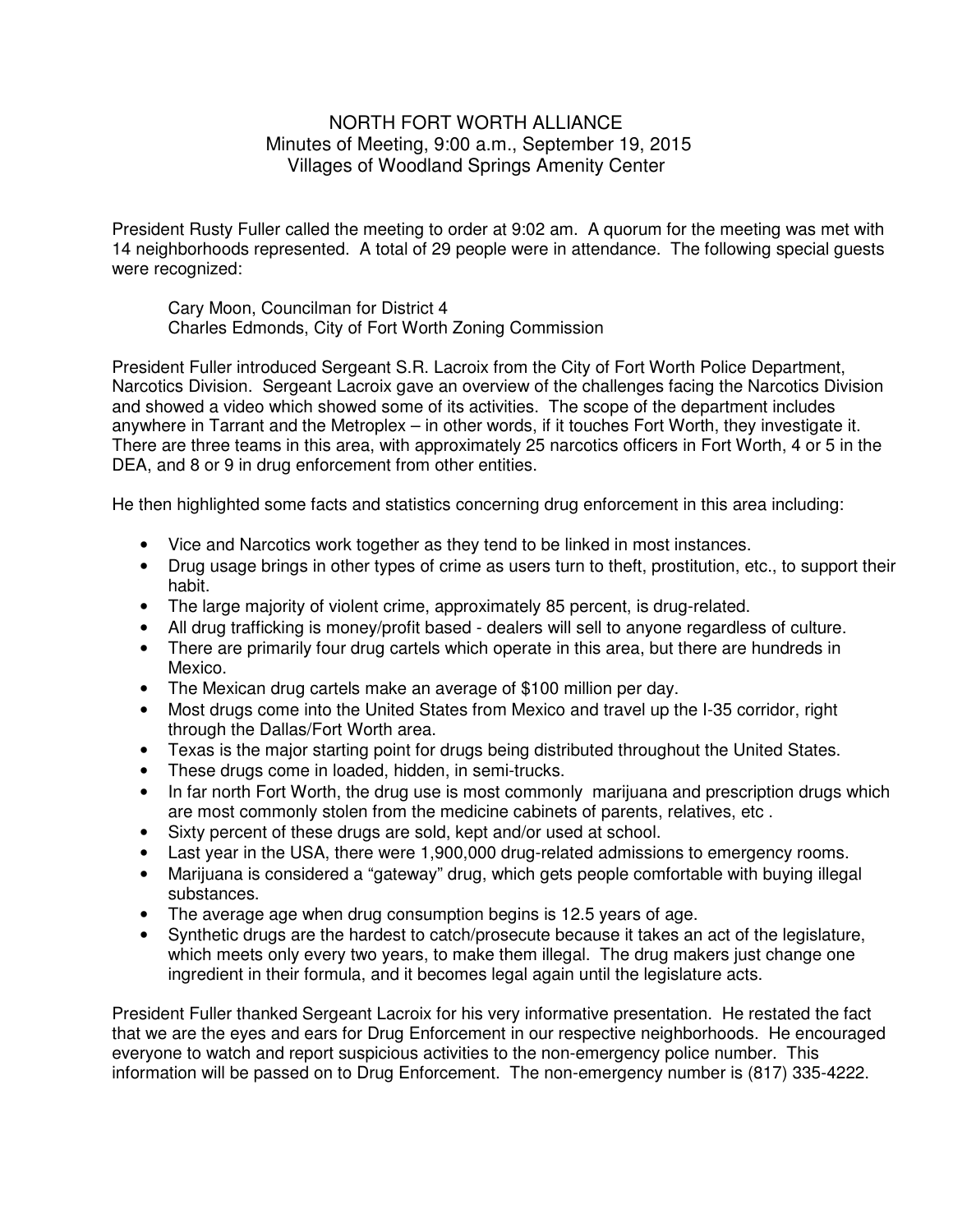# NORTH FORT WORTH ALLIANCE

Minutes of Meeting, 9:00 a.m., September 19, 2015

Villages of Woodland Springs Amenity Center

President Rusty Fuller called the meeting to order at 9:02 am. A quorum for the meeting was met with 14 neighborhoods represented. A total of 29 people were in attendance. The following special guests were recognized:

Cary Moon, Councilman for District 4
Charles Edmonds, City of Fort Worth Zoning Commission

President Fuller introduced Sergeant S.R. Lacroix from the City of Fort Worth Police Department, Narcotics Division. Sergeant Lacroix gave an overview of the challenges facing the Narcotics Division and showed a video which showed some of its activities. The scope of the department includes anywhere in Tarrant and the Metroplex – in other words, if it touches Fort Worth, they investigate it. There are three teams in this area, with approximately 25 narcotics officers in Fort Worth, 4 or 5 in the DEA, and 8 or 9 in drug enforcement from other entities.

He then highlighted some facts and statistics concerning drug enforcement in this area including:

- Vice and Narcotics work together as they tend to be linked in most instances.
- Drug usage brings in other types of crime as users turn to theft, prostitution, etc., to support their habit.
- The large majority of violent crime, approximately 85 percent, is drug-related.
- All drug trafficking is money/profit based - dealers will sell to anyone regardless of culture.
- There are primarily four drug cartels which operate in this area, but there are hundreds in Mexico.
- The Mexican drug cartels make an average of $100 million per day.
- Most drugs come into the United States from Mexico and travel up the I-35 corridor, right through the Dallas/Fort Worth area.
- Texas is the major starting point for drugs being distributed throughout the United States.
- These drugs come in loaded, hidden, in semi-trucks.
- In far north Fort Worth, the drug use is most commonly marijuana and prescription drugs which are most commonly stolen from the medicine cabinets of parents, relatives, etc .
- Sixty percent of these drugs are sold, kept and/or used at school.
- Last year in the USA, there were 1,900,000 drug-related admissions to emergency rooms.
- Marijuana is considered a "gateway" drug, which gets people comfortable with buying illegal substances.
- The average age when drug consumption begins is 12.5 years of age.
- Synthetic drugs are the hardest to catch/prosecute because it takes an act of the legislature, which meets only every two years, to make them illegal. The drug makers just change one ingredient in their formula, and it becomes legal again until the legislature acts.

President Fuller thanked Sergeant Lacroix for his very informative presentation. He restated the fact that we are the eyes and ears for Drug Enforcement in our respective neighborhoods. He encouraged everyone to watch and report suspicious activities to the non-emergency police number. This information will be passed on to Drug Enforcement. The non-emergency number is (817) 335-4222.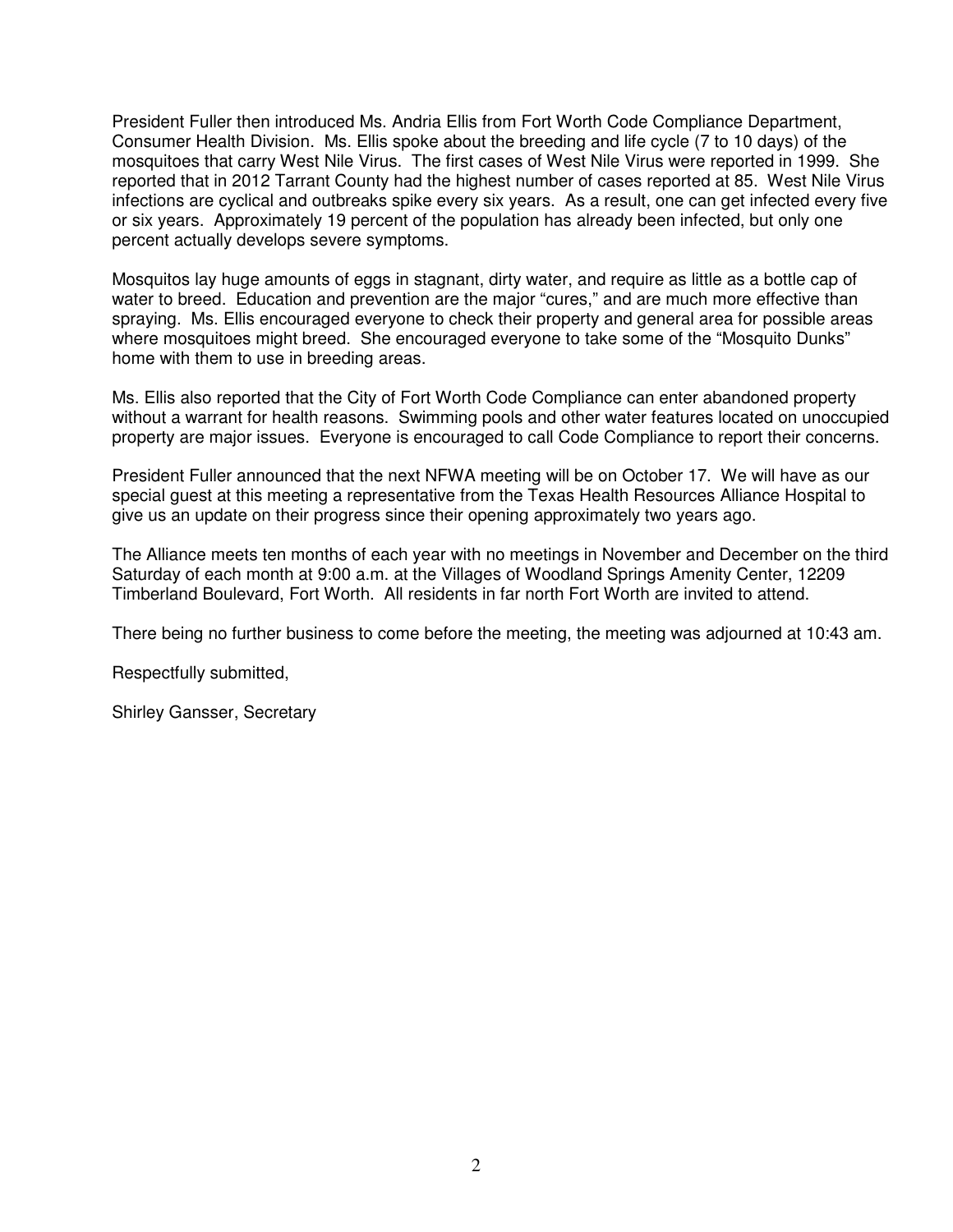President Fuller then introduced Ms. Andria Ellis from Fort Worth Code Compliance Department, Consumer Health Division. Ms. Ellis spoke about the breeding and life cycle (7 to 10 days) of the mosquitoes that carry West Nile Virus. The first cases of West Nile Virus were reported in 1999. She reported that in 2012 Tarrant County had the highest number of cases reported at 85. West Nile Virus infections are cyclical and outbreaks spike every six years. As a result, one can get infected every five or six years. Approximately 19 percent of the population has already been infected, but only one percent actually develops severe symptoms.

Mosquitos lay huge amounts of eggs in stagnant, dirty water, and require as little as a bottle cap of water to breed. Education and prevention are the major "cures," and are much more effective than spraying. Ms. Ellis encouraged everyone to check their property and general area for possible areas where mosquitoes might breed. She encouraged everyone to take some of the "Mosquito Dunks" home with them to use in breeding areas.

Ms. Ellis also reported that the City of Fort Worth Code Compliance can enter abandoned property without a warrant for health reasons. Swimming pools and other water features located on unoccupied property are major issues. Everyone is encouraged to call Code Compliance to report their concerns.

President Fuller announced that the next NFWA meeting will be on October 17. We will have as our special guest at this meeting a representative from the Texas Health Resources Alliance Hospital to give us an update on their progress since their opening approximately two years ago.

The Alliance meets ten months of each year with no meetings in November and December on the third Saturday of each month at 9:00 a.m. at the Villages of Woodland Springs Amenity Center, 12209 Timberland Boulevard, Fort Worth. All residents in far north Fort Worth are invited to attend.

There being no further business to come before the meeting, the meeting was adjourned at 10:43 am.

Respectfully submitted,

Shirley Gansser, Secretary